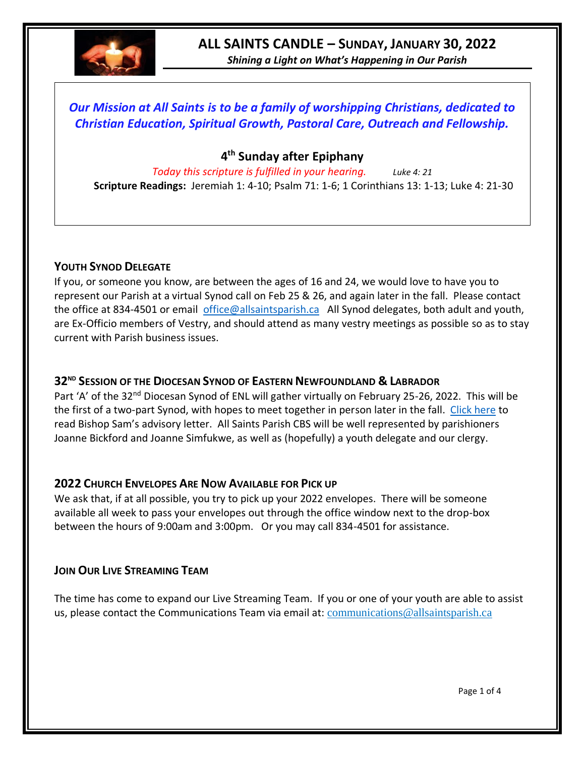# ALL SAINTS CANDLE – SUNDAY, JANUARY 30, 2022

***Shining a Light on What's Happening in Our Parish***

***Our Mission at All Saints is to be a family of worshipping Christians, dedicated to Christian Education, Spiritual Growth, Pastoral Care, Outreach and Fellowship.***

## 4th Sunday after Epiphany

*Today this scripture is fulfilled in your hearing.* *Luke 4: 21*

**Scripture Readings:** Jeremiah 1: 4-10; Psalm 71: 1-6; 1 Corinthians 13: 1-13; Luke 4: 21-30

### YOUTH SYNOD DELEGATE

If you, or someone you know, are between the ages of 16 and 24, we would love to have you to represent our Parish at a virtual Synod call on Feb 25 & 26, and again later in the fall. Please contact the office at 834-4501 or email office@allsaintsparish.ca All Synod delegates, both adult and youth, are Ex-Officio members of Vestry, and should attend as many vestry meetings as possible so as to stay current with Parish business issues.

### 32ND SESSION OF THE DIOCESAN SYNOD OF EASTERN NEWFOUNDLAND & LABRADOR

Part 'A' of the 32nd Diocesan Synod of ENL will gather virtually on February 25-26, 2022. This will be the first of a two-part Synod, with hopes to meet together in person later in the fall. Click here to read Bishop Sam's advisory letter. All Saints Parish CBS will be well represented by parishioners Joanne Bickford and Joanne Simfukwe, as well as (hopefully) a youth delegate and our clergy.

### 2022 CHURCH ENVELOPES ARE NOW AVAILABLE FOR PICK UP

We ask that, if at all possible, you try to pick up your 2022 envelopes. There will be someone available all week to pass your envelopes out through the office window next to the drop-box between the hours of 9:00am and 3:00pm. Or you may call 834-4501 for assistance.

### JOIN OUR LIVE STREAMING TEAM

The time has come to expand our Live Streaming Team. If you or one of your youth are able to assist us, please contact the Communications Team via email at: communications@allsaintsparish.ca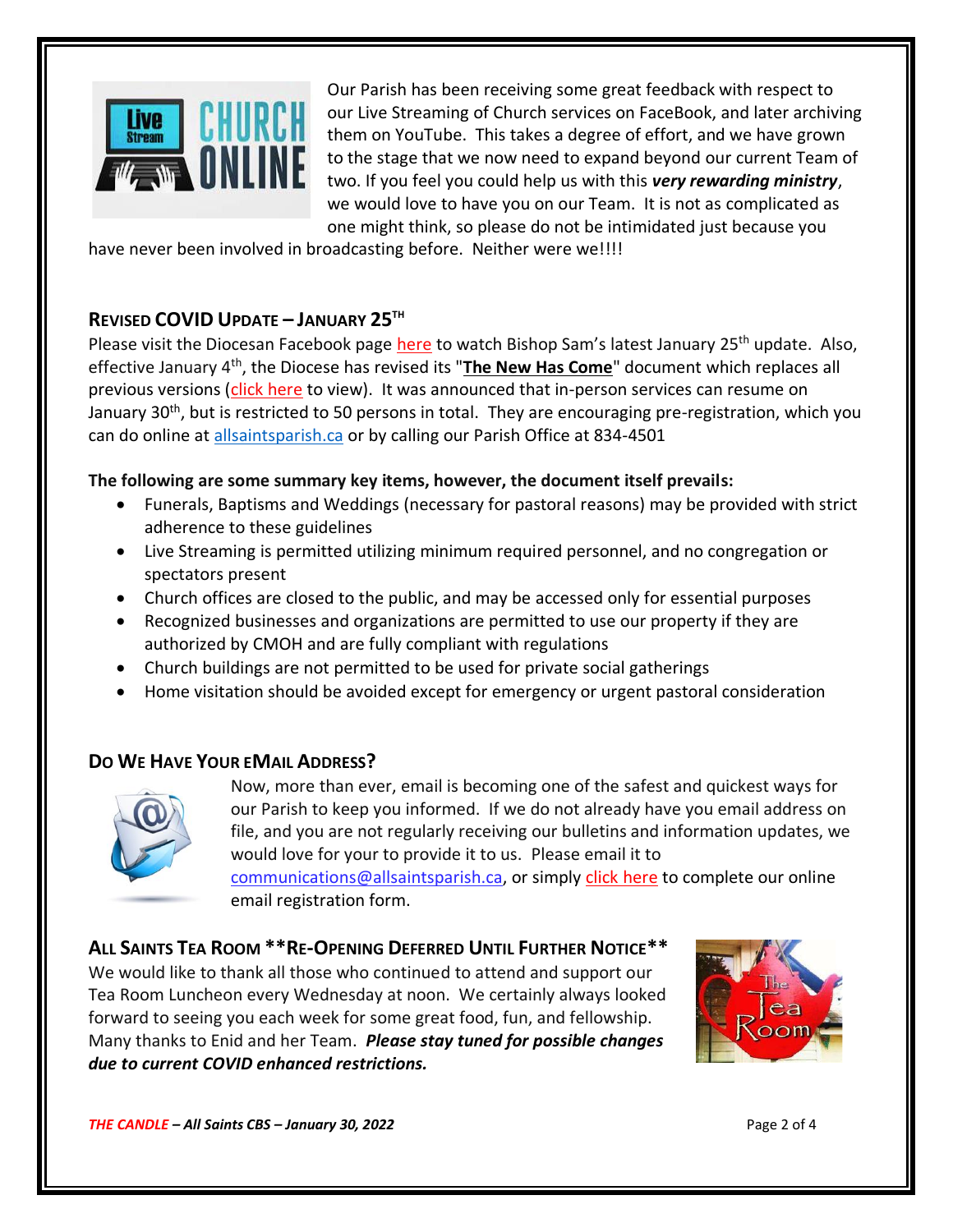Our Parish has been receiving some great feedback with respect to our Live Streaming of Church services on FaceBook, and later archiving them on YouTube. This takes a degree of effort, and we have grown to the stage that we now need to expand beyond our current Team of two. If you feel you could help us with this ***very rewarding ministry***, we would love to have you on our Team. It is not as complicated as one might think, so please do not be intimidated just because you have never been involved in broadcasting before. Neither were we!!!!

## REVISED COVID UPDATE – JANUARY 25TH

Please visit the Diocesan Facebook page here to watch Bishop Sam's latest January 25th update. Also, effective January 4th, the Diocese has revised its "**The New Has Come**" document which replaces all previous versions (click here to view). It was announced that in-person services can resume on January 30th, but is restricted to 50 persons in total. They are encouraging pre-registration, which you can do online at allsaintsparish.ca or by calling our Parish Office at 834-4501

**The following are some summary key items, however, the document itself prevails:**

- Funerals, Baptisms and Weddings (necessary for pastoral reasons) may be provided with strict adherence to these guidelines
- Live Streaming is permitted utilizing minimum required personnel, and no congregation or spectators present
- Church offices are closed to the public, and may be accessed only for essential purposes
- Recognized businesses and organizations are permitted to use our property if they are authorized by CMOH and are fully compliant with regulations
- Church buildings are not permitted to be used for private social gatherings
- Home visitation should be avoided except for emergency or urgent pastoral consideration

## DO WE HAVE YOUR EMAIL ADDRESS?

Now, more than ever, email is becoming one of the safest and quickest ways for our Parish to keep you informed. If we do not already have you email address on file, and you are not regularly receiving our bulletins and information updates, we would love for your to provide it to us. Please email it to communications@allsaintsparish.ca, or simply click here to complete our online email registration form.

## ALL SAINTS TEA ROOM **RE-OPENING DEFERRED UNTIL FURTHER NOTICE**

We would like to thank all those who continued to attend and support our Tea Room Luncheon every Wednesday at noon. We certainly always looked forward to seeing you each week for some great food, fun, and fellowship. Many thanks to Enid and her Team. ***Please stay tuned for possible changes due to current COVID enhanced restrictions.***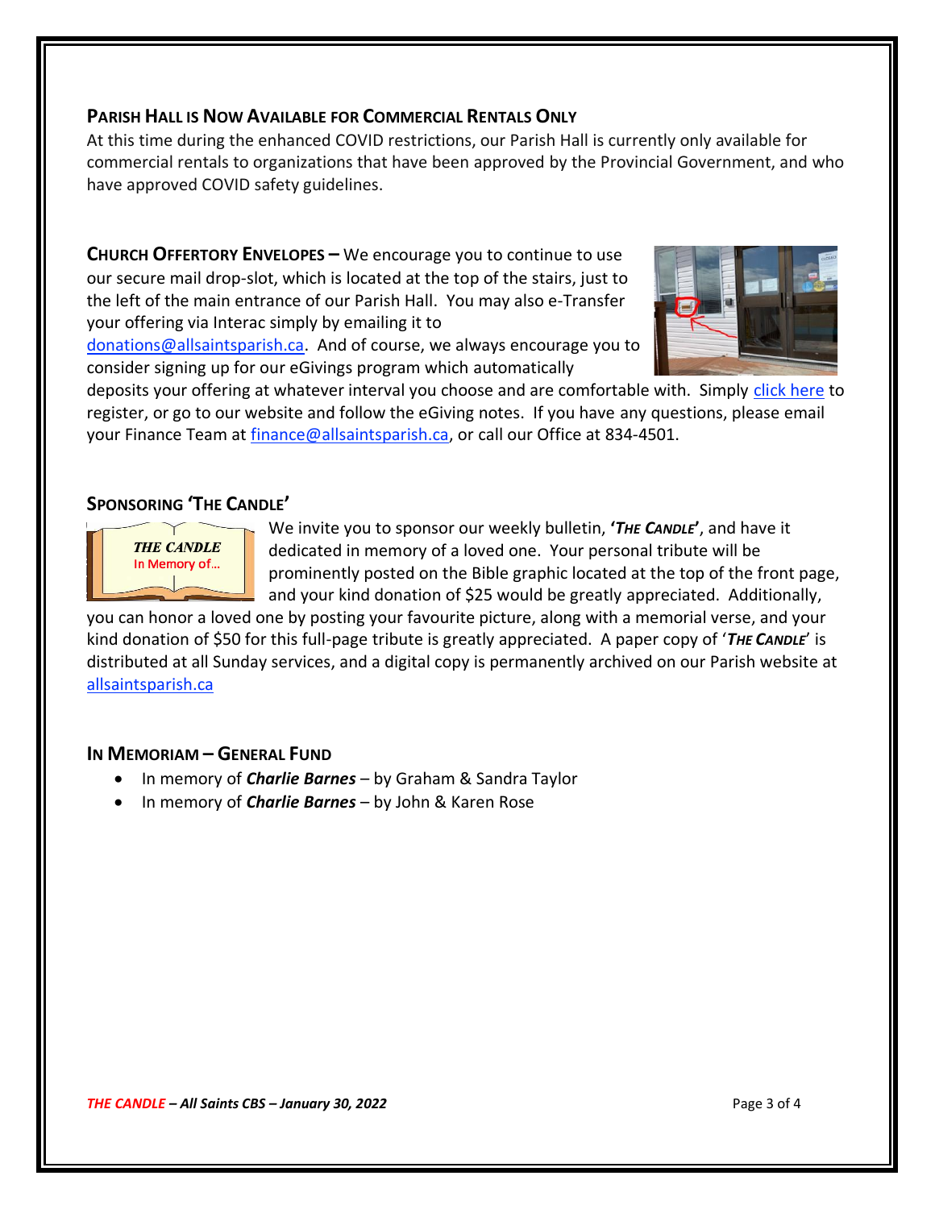## PARISH HALL IS NOW AVAILABLE FOR COMMERCIAL RENTALS ONLY

At this time during the enhanced COVID restrictions, our Parish Hall is currently only available for commercial rentals to organizations that have been approved by the Provincial Government, and who have approved COVID safety guidelines.

**CHURCH OFFERTORY ENVELOPES –** We encourage you to continue to use our secure mail drop-slot, which is located at the top of the stairs, just to the left of the main entrance of our Parish Hall. You may also e-Transfer your offering via Interac simply by emailing it to donations@allsaintsparish.ca. And of course, we always encourage you to consider signing up for our eGivings program which automatically deposits your offering at whatever interval you choose and are comfortable with. Simply click here to register, or go to our website and follow the eGiving notes. If you have any questions, please email your Finance Team at finance@allsaintsparish.ca, or call our Office at 834-4501.

## SPONSORING 'THE CANDLE'

We invite you to sponsor our weekly bulletin, **'*THE CANDLE*'**, and have it dedicated in memory of a loved one. Your personal tribute will be prominently posted on the Bible graphic located at the top of the front page, and your kind donation of $25 would be greatly appreciated. Additionally, you can honor a loved one by posting your favourite picture, along with a memorial verse, and your kind donation of $50 for this full-page tribute is greatly appreciated. A paper copy of '***THE CANDLE***' is distributed at all Sunday services, and a digital copy is permanently archived on our Parish website at allsaintsparish.ca

## IN MEMORIAM – GENERAL FUND

- In memory of ***Charlie Barnes*** – by Graham & Sandra Taylor
- In memory of ***Charlie Barnes*** – by John & Karen Rose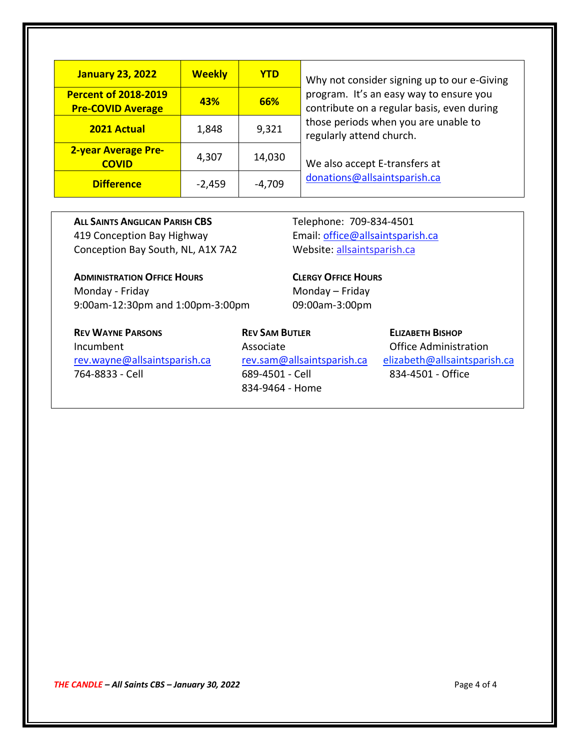| January 23, 2022 | Weekly | YTD |
|---|---|---|
| Percent of 2018-2019 Pre-COVID Average | 43% | 66% |
| 2021 Actual | 1,848 | 9,321 |
| 2-year Average Pre-COVID | 4,307 | 14,030 |
| Difference | -2,459 | -4,709 |

Why not consider signing up to our e-Giving program. It's an easy way to ensure you contribute on a regular basis, even during those periods when you are unable to regularly attend church.

We also accept E-transfers at donations@allsaintsparish.ca

**ALL SAINTS ANGLICAN PARISH CBS**
419 Conception Bay Highway
Conception Bay South, NL, A1X 7A2

Telephone: 709-834-4501
Email: office@allsaintsparish.ca
Website: allsaintsparish.ca

**ADMINISTRATION OFFICE HOURS**
Monday - Friday
9:00am-12:30pm and 1:00pm-3:00pm

**CLERGY OFFICE HOURS**
Monday – Friday
09:00am-3:00pm

**REV WAYNE PARSONS**
Incumbent
rev.wayne@allsaintsparish.ca
764-8833 - Cell

**REV SAM BUTLER**
Associate
rev.sam@allsaintsparish.ca
689-4501 - Cell
834-9464 - Home

**ELIZABETH BISHOP**
Office Administration
elizabeth@allsaintsparish.ca
834-4501 - Office